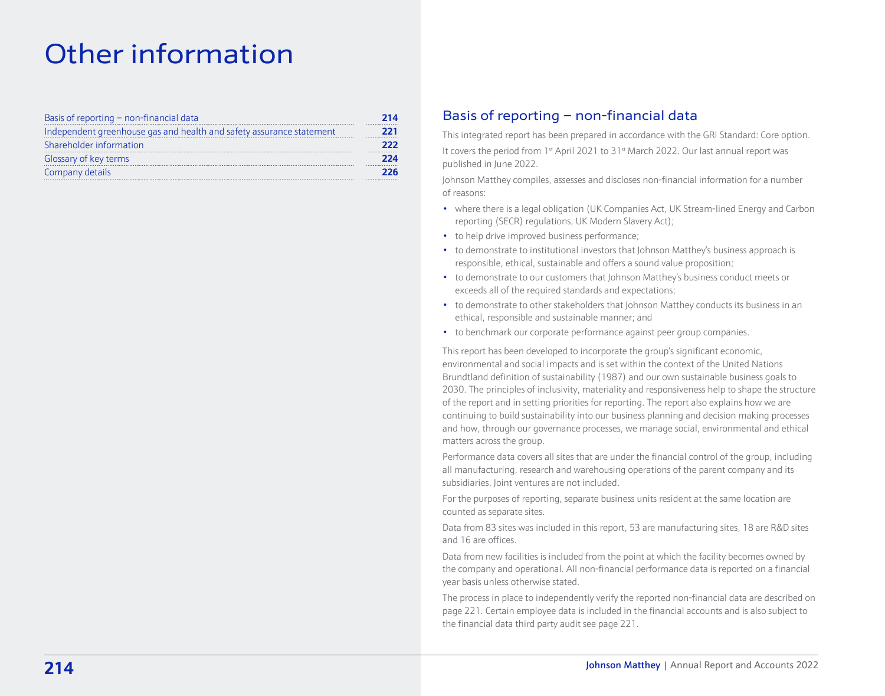# Other information

| | |
|---|---|
| Basis of reporting – non-financial data | 214 |
| Independent greenhouse gas and health and safety assurance statement | 221 |
| Shareholder information | 222 |
| Glossary of key terms | 224 |
| Company details | 226 |

## Basis of reporting – non-financial data

This integrated report has been prepared in accordance with the GRI Standard: Core option.

It covers the period from 1st April 2021 to 31st March 2022. Our last annual report was published in June 2022.

Johnson Matthey compiles, assesses and discloses non-financial information for a number of reasons:

- where there is a legal obligation (UK Companies Act, UK Stream-lined Energy and Carbon reporting (SECR) regulations, UK Modern Slavery Act);
- to help drive improved business performance;
- to demonstrate to institutional investors that Johnson Matthey's business approach is responsible, ethical, sustainable and offers a sound value proposition;
- to demonstrate to our customers that Johnson Matthey's business conduct meets or exceeds all of the required standards and expectations;
- to demonstrate to other stakeholders that Johnson Matthey conducts its business in an ethical, responsible and sustainable manner; and
- to benchmark our corporate performance against peer group companies.

This report has been developed to incorporate the group's significant economic, environmental and social impacts and is set within the context of the United Nations Brundtland definition of sustainability (1987) and our own sustainable business goals to 2030. The principles of inclusivity, materiality and responsiveness help to shape the structure of the report and in setting priorities for reporting. The report also explains how we are continuing to build sustainability into our business planning and decision making processes and how, through our governance processes, we manage social, environmental and ethical matters across the group.

Performance data covers all sites that are under the financial control of the group, including all manufacturing, research and warehousing operations of the parent company and its subsidiaries. Joint ventures are not included.

For the purposes of reporting, separate business units resident at the same location are counted as separate sites.

Data from 83 sites was included in this report, 53 are manufacturing sites, 18 are R&D sites and 16 are offices.

Data from new facilities is included from the point at which the facility becomes owned by the company and operational. All non-financial performance data is reported on a financial year basis unless otherwise stated.

The process in place to independently verify the reported non-financial data are described on page 221. Certain employee data is included in the financial accounts and is also subject to the financial data third party audit see page 221.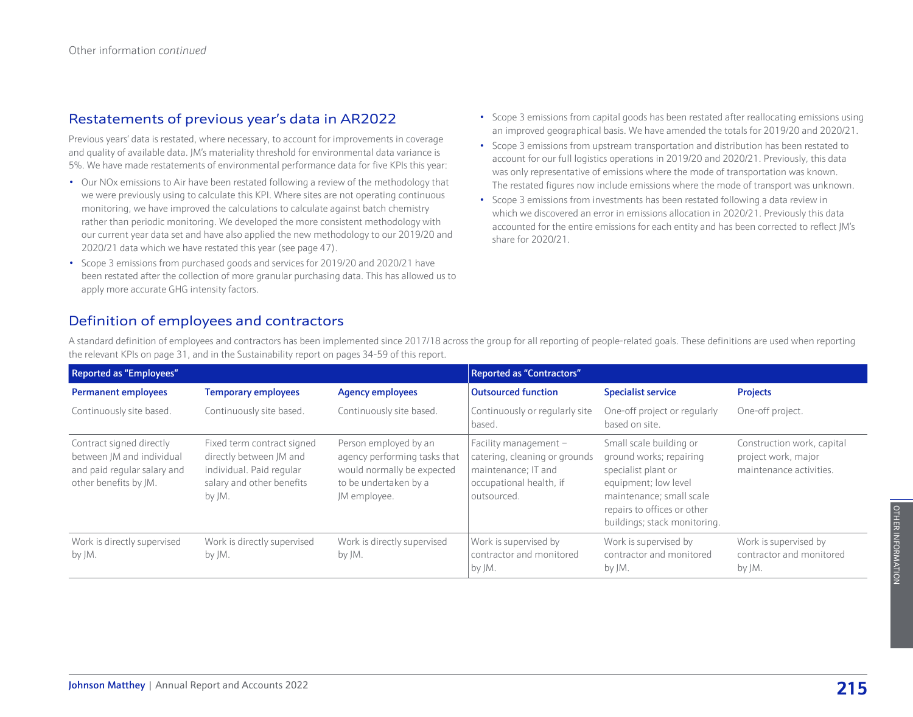## Restatements of previous year's data in AR2022

Previous years' data is restated, where necessary, to account for improvements in coverage and quality of available data. JM's materiality threshold for environmental data variance is 5%. We have made restatements of environmental performance data for five KPIs this year:

- Our NOx emissions to Air have been restated following a review of the methodology that we were previously using to calculate this KPI. Where sites are not operating continuous monitoring, we have improved the calculations to calculate against batch chemistry rather than periodic monitoring. We developed the more consistent methodology with our current year data set and have also applied the new methodology to our 2019/20 and 2020/21 data which we have restated this year (see page 47).
- Scope 3 emissions from purchased goods and services for 2019/20 and 2020/21 have been restated after the collection of more granular purchasing data. This has allowed us to apply more accurate GHG intensity factors.
- Scope 3 emissions from capital goods has been restated after reallocating emissions using an improved geographical basis. We have amended the totals for 2019/20 and 2020/21.
- Scope 3 emissions from upstream transportation and distribution has been restated to account for our full logistics operations in 2019/20 and 2020/21. Previously, this data was only representative of emissions where the mode of transportation was known. The restated figures now include emissions where the mode of transport was unknown.
- Scope 3 emissions from investments has been restated following a data review in which we discovered an error in emissions allocation in 2020/21. Previously this data accounted for the entire emissions for each entity and has been corrected to reflect JM's share for 2020/21.

## Definition of employees and contractors

A standard definition of employees and contractors has been implemented since 2017/18 across the group for all reporting of people-related goals. These definitions are used when reporting the relevant KPIs on page 31, and in the Sustainability report on pages 34-59 of this report.

| Reported as "Employees" | | | Reported as "Contractors" | | |
|---|---|---|---|---|---|
| **Permanent employees** | **Temporary employees** | **Agency employees** | **Outsourced function** | **Specialist service** | **Projects** |
| Continuously site based. | Continuously site based. | Continuously site based. | Continuously or regularly site based. | One-off project or regularly based on site. | One-off project. |
| Contract signed directly between JM and individual and paid regular salary and other benefits by JM. | Fixed term contract signed directly between JM and individual. Paid regular salary and other benefits by JM. | Person employed by an agency performing tasks that would normally be expected to be undertaken by a JM employee. | Facility management – catering, cleaning or grounds maintenance; IT and occupational health, if outsourced. | Small scale building or ground works; repairing specialist plant or equipment; low level maintenance; small scale repairs to offices or other buildings; stack monitoring. | Construction work, capital project work, major maintenance activities. |
| Work is directly supervised by JM. | Work is directly supervised by JM. | Work is directly supervised by JM. | Work is supervised by contractor and monitored by JM. | Work is supervised by contractor and monitored by JM. | Work is supervised by contractor and monitored by JM. |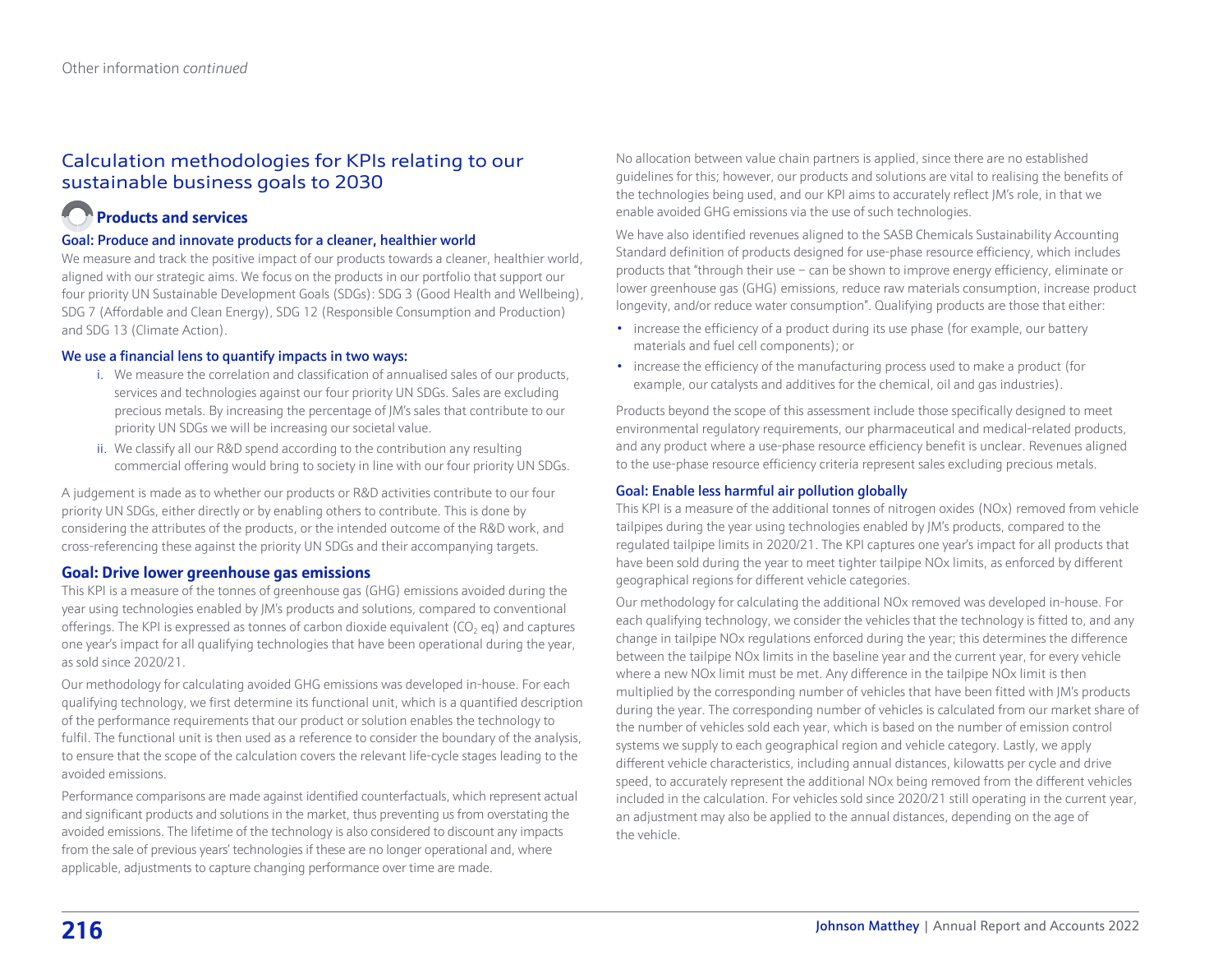## Calculation methodologies for KPIs relating to our sustainable business goals to 2030

### Products and services

**Goal: Produce and innovate products for a cleaner, healthier world**

We measure and track the positive impact of our products towards a cleaner, healthier world, aligned with our strategic aims. We focus on the products in our portfolio that support our four priority UN Sustainable Development Goals (SDGs): SDG 3 (Good Health and Wellbeing), SDG 7 (Affordable and Clean Energy), SDG 12 (Responsible Consumption and Production) and SDG 13 (Climate Action).

**We use a financial lens to quantify impacts in two ways:**

i. We measure the correlation and classification of annualised sales of our products, services and technologies against our four priority UN SDGs. Sales are excluding precious metals. By increasing the percentage of JM's sales that contribute to our priority UN SDGs we will be increasing our societal value.

ii. We classify all our R&D spend according to the contribution any resulting commercial offering would bring to society in line with our four priority UN SDGs.

A judgement is made as to whether our products or R&D activities contribute to our four priority UN SDGs, either directly or by enabling others to contribute. This is done by considering the attributes of the products, or the intended outcome of the R&D work, and cross-referencing these against the priority UN SDGs and their accompanying targets.

#### Goal: Drive lower greenhouse gas emissions

This KPI is a measure of the tonnes of greenhouse gas (GHG) emissions avoided during the year using technologies enabled by JM's products and solutions, compared to conventional offerings. The KPI is expressed as tonnes of carbon dioxide equivalent ($CO_2$ eq) and captures one year's impact for all qualifying technologies that have been operational during the year, as sold since 2020/21.

Our methodology for calculating avoided GHG emissions was developed in-house. For each qualifying technology, we first determine its functional unit, which is a quantified description of the performance requirements that our product or solution enables the technology to fulfil. The functional unit is then used as a reference to consider the boundary of the analysis, to ensure that the scope of the calculation covers the relevant life-cycle stages leading to the avoided emissions.

Performance comparisons are made against identified counterfactuals, which represent actual and significant products and solutions in the market, thus preventing us from overstating the avoided emissions. The lifetime of the technology is also considered to discount any impacts from the sale of previous years' technologies if these are no longer operational and, where applicable, adjustments to capture changing performance over time are made.

No allocation between value chain partners is applied, since there are no established guidelines for this; however, our products and solutions are vital to realising the benefits of the technologies being used, and our KPI aims to accurately reflect JM's role, in that we enable avoided GHG emissions via the use of such technologies.

We have also identified revenues aligned to the SASB Chemicals Sustainability Accounting Standard definition of products designed for use-phase resource efficiency, which includes products that "through their use – can be shown to improve energy efficiency, eliminate or lower greenhouse gas (GHG) emissions, reduce raw materials consumption, increase product longevity, and/or reduce water consumption". Qualifying products are those that either:

- increase the efficiency of a product during its use phase (for example, our battery materials and fuel cell components); or
- increase the efficiency of the manufacturing process used to make a product (for example, our catalysts and additives for the chemical, oil and gas industries).

Products beyond the scope of this assessment include those specifically designed to meet environmental regulatory requirements, our pharmaceutical and medical-related products, and any product where a use-phase resource efficiency benefit is unclear. Revenues aligned to the use-phase resource efficiency criteria represent sales excluding precious metals.

**Goal: Enable less harmful air pollution globally**

This KPI is a measure of the additional tonnes of nitrogen oxides (NOx) removed from vehicle tailpipes during the year using technologies enabled by JM's products, compared to the regulated tailpipe limits in 2020/21. The KPI captures one year's impact for all products that have been sold during the year to meet tighter tailpipe NOx limits, as enforced by different geographical regions for different vehicle categories.

Our methodology for calculating the additional NOx removed was developed in-house. For each qualifying technology, we consider the vehicles that the technology is fitted to, and any change in tailpipe NOx regulations enforced during the year; this determines the difference between the tailpipe NOx limits in the baseline year and the current year, for every vehicle where a new NOx limit must be met. Any difference in the tailpipe NOx limit is then multiplied by the corresponding number of vehicles that have been fitted with JM's products during the year. The corresponding number of vehicles is calculated from our market share of the number of vehicles sold each year, which is based on the number of emission control systems we supply to each geographical region and vehicle category. Lastly, we apply different vehicle characteristics, including annual distances, kilowatts per cycle and drive speed, to accurately represent the additional NOx being removed from the different vehicles included in the calculation. For vehicles sold since 2020/21 still operating in the current year, an adjustment may also be applied to the annual distances, depending on the age of the vehicle.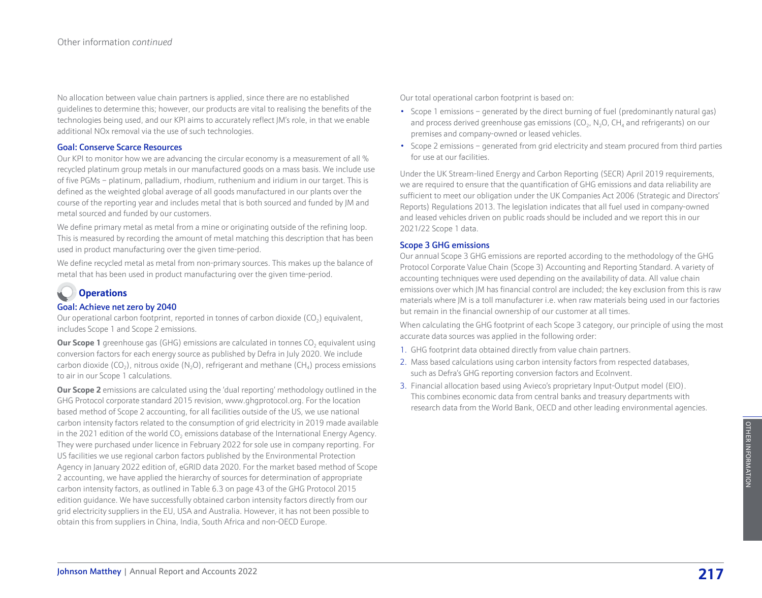No allocation between value chain partners is applied, since there are no established guidelines to determine this; however, our products are vital to realising the benefits of the technologies being used, and our KPI aims to accurately reflect JM's role, in that we enable additional NOx removal via the use of such technologies.

### Goal: Conserve Scarce Resources

Our KPI to monitor how we are advancing the circular economy is a measurement of all % recycled platinum group metals in our manufactured goods on a mass basis. We include use of five PGMs – platinum, palladium, rhodium, ruthenium and iridium in our target. This is defined as the weighted global average of all goods manufactured in our plants over the course of the reporting year and includes metal that is both sourced and funded by JM and metal sourced and funded by our customers.

We define primary metal as metal from a mine or originating outside of the refining loop. This is measured by recording the amount of metal matching this description that has been used in product manufacturing over the given time-period.

We define recycled metal as metal from non-primary sources. This makes up the balance of metal that has been used in product manufacturing over the given time-period.

## Operations

### Goal: Achieve net zero by 2040

Our operational carbon footprint, reported in tonnes of carbon dioxide ($CO_2$) equivalent, includes Scope 1 and Scope 2 emissions.

**Our Scope 1** greenhouse gas (GHG) emissions are calculated in tonnes $CO_2$ equivalent using conversion factors for each energy source as published by Defra in July 2020. We include carbon dioxide ($CO_2$), nitrous oxide ($N_2O$), refrigerant and methane ($CH_4$) process emissions to air in our Scope 1 calculations.

**Our Scope 2** emissions are calculated using the 'dual reporting' methodology outlined in the GHG Protocol corporate standard 2015 revision, www.ghgprotocol.org. For the location based method of Scope 2 accounting, for all facilities outside of the US, we use national carbon intensity factors related to the consumption of grid electricity in 2019 made available in the 2021 edition of the world $CO_2$ emissions database of the International Energy Agency. They were purchased under licence in February 2022 for sole use in company reporting. For US facilities we use regional carbon factors published by the Environmental Protection Agency in January 2022 edition of, eGRID data 2020. For the market based method of Scope 2 accounting, we have applied the hierarchy of sources for determination of appropriate carbon intensity factors, as outlined in Table 6.3 on page 43 of the GHG Protocol 2015 edition guidance. We have successfully obtained carbon intensity factors directly from our grid electricity suppliers in the EU, USA and Australia. However, it has not been possible to obtain this from suppliers in China, India, South Africa and non-OECD Europe.

Our total operational carbon footprint is based on:

- Scope 1 emissions – generated by the direct burning of fuel (predominantly natural gas) and process derived greenhouse gas emissions ($CO_2$, $N_2O$, $CH_4$ and refrigerants) on our premises and company-owned or leased vehicles.
- Scope 2 emissions – generated from grid electricity and steam procured from third parties for use at our facilities.

Under the UK Stream-lined Energy and Carbon Reporting (SECR) April 2019 requirements, we are required to ensure that the quantification of GHG emissions and data reliability are sufficient to meet our obligation under the UK Companies Act 2006 (Strategic and Directors' Reports) Regulations 2013. The legislation indicates that all fuel used in company-owned and leased vehicles driven on public roads should be included and we report this in our 2021/22 Scope 1 data.

### Scope 3 GHG emissions

Our annual Scope 3 GHG emissions are reported according to the methodology of the GHG Protocol Corporate Value Chain (Scope 3) Accounting and Reporting Standard. A variety of accounting techniques were used depending on the availability of data. All value chain emissions over which JM has financial control are included; the key exclusion from this is raw materials where JM is a toll manufacturer i.e. when raw materials being used in our factories but remain in the financial ownership of our customer at all times.

When calculating the GHG footprint of each Scope 3 category, our principle of using the most accurate data sources was applied in the following order:

1. GHG footprint data obtained directly from value chain partners.
2. Mass based calculations using carbon intensity factors from respected databases, such as Defra's GHG reporting conversion factors and EcoInvent.
3. Financial allocation based using Avieco's proprietary Input-Output model (EIO). This combines economic data from central banks and treasury departments with research data from the World Bank, OECD and other leading environmental agencies.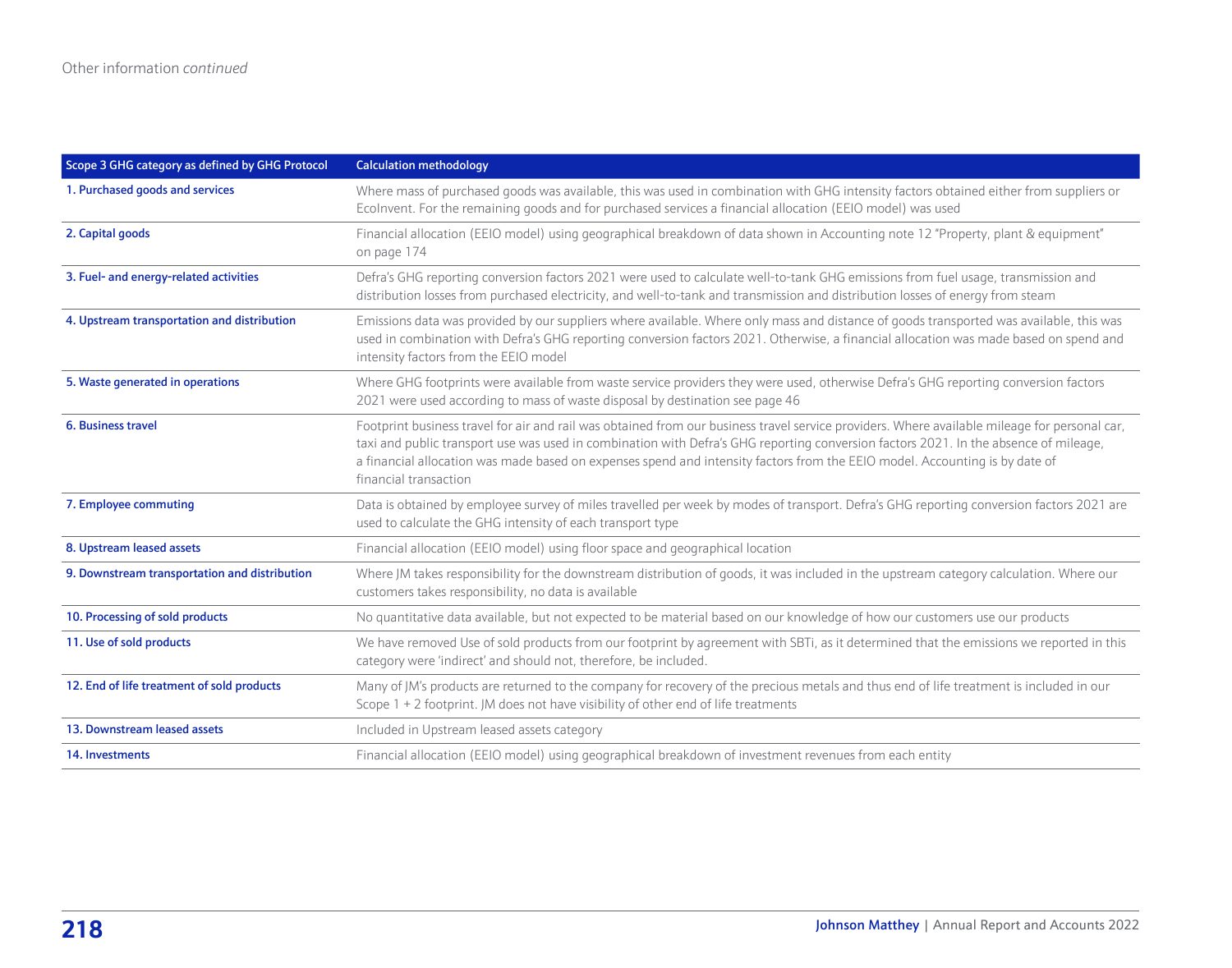| Scope 3 GHG category as defined by GHG Protocol | Calculation methodology |
|---|---|
| 1. Purchased goods and services | Where mass of purchased goods was available, this was used in combination with GHG intensity factors obtained either from suppliers or EcoInvent. For the remaining goods and for purchased services a financial allocation (EEIO model) was used |
| 2. Capital goods | Financial allocation (EEIO model) using geographical breakdown of data shown in Accounting note 12 "Property, plant & equipment" on page 174 |
| 3. Fuel- and energy-related activities | Defra's GHG reporting conversion factors 2021 were used to calculate well-to-tank GHG emissions from fuel usage, transmission and distribution losses from purchased electricity, and well-to-tank and transmission and distribution losses of energy from steam |
| 4. Upstream transportation and distribution | Emissions data was provided by our suppliers where available. Where only mass and distance of goods transported was available, this was used in combination with Defra's GHG reporting conversion factors 2021. Otherwise, a financial allocation was made based on spend and intensity factors from the EEIO model |
| 5. Waste generated in operations | Where GHG footprints were available from waste service providers they were used, otherwise Defra's GHG reporting conversion factors 2021 were used according to mass of waste disposal by destination see page 46 |
| 6. Business travel | Footprint business travel for air and rail was obtained from our business travel service providers. Where available mileage for personal car, taxi and public transport use was used in combination with Defra's GHG reporting conversion factors 2021. In the absence of mileage, a financial allocation was made based on expenses spend and intensity factors from the EEIO model. Accounting is by date of financial transaction |
| 7. Employee commuting | Data is obtained by employee survey of miles travelled per week by modes of transport. Defra's GHG reporting conversion factors 2021 are used to calculate the GHG intensity of each transport type |
| 8. Upstream leased assets | Financial allocation (EEIO model) using floor space and geographical location |
| 9. Downstream transportation and distribution | Where JM takes responsibility for the downstream distribution of goods, it was included in the upstream category calculation. Where our customers takes responsibility, no data is available |
| 10. Processing of sold products | No quantitative data available, but not expected to be material based on our knowledge of how our customers use our products |
| 11. Use of sold products | We have removed Use of sold products from our footprint by agreement with SBTi, as it determined that the emissions we reported in this category were 'indirect' and should not, therefore, be included. |
| 12. End of life treatment of sold products | Many of JM's products are returned to the company for recovery of the precious metals and thus end of life treatment is included in our Scope 1 + 2 footprint. JM does not have visibility of other end of life treatments |
| 13. Downstream leased assets | Included in Upstream leased assets category |
| 14. Investments | Financial allocation (EEIO model) using geographical breakdown of investment revenues from each entity |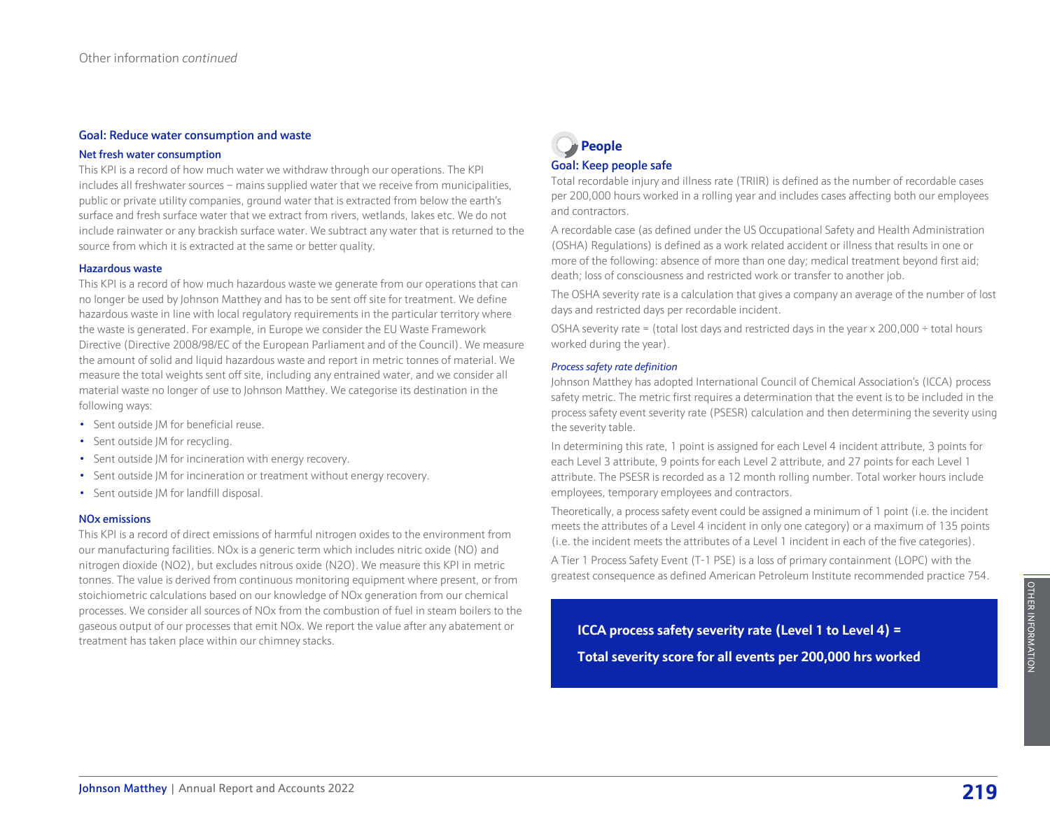## Goal: Reduce water consumption and waste

### Net fresh water consumption

This KPI is a record of how much water we withdraw through our operations. The KPI includes all freshwater sources – mains supplied water that we receive from municipalities, public or private utility companies, ground water that is extracted from below the earth's surface and fresh surface water that we extract from rivers, wetlands, lakes etc. We do not include rainwater or any brackish surface water. We subtract any water that is returned to the source from which it is extracted at the same or better quality.

### Hazardous waste

This KPI is a record of how much hazardous waste we generate from our operations that can no longer be used by Johnson Matthey and has to be sent off site for treatment. We define hazardous waste in line with local regulatory requirements in the particular territory where the waste is generated. For example, in Europe we consider the EU Waste Framework Directive (Directive 2008/98/EC of the European Parliament and of the Council). We measure the amount of solid and liquid hazardous waste and report in metric tonnes of material. We measure the total weights sent off site, including any entrained water, and we consider all material waste no longer of use to Johnson Matthey. We categorise its destination in the following ways:

- Sent outside JM for beneficial reuse.
- Sent outside JM for recycling.
- Sent outside JM for incineration with energy recovery.
- Sent outside JM for incineration or treatment without energy recovery.
- Sent outside JM for landfill disposal.

### NOx emissions

This KPI is a record of direct emissions of harmful nitrogen oxides to the environment from our manufacturing facilities. NOx is a generic term which includes nitric oxide (NO) and nitrogen dioxide ($NO_2$), but excludes nitrous oxide ($N_2O$). We measure this KPI in metric tonnes. The value is derived from continuous monitoring equipment where present, or from stoichiometric calculations based on our knowledge of NOx generation from our chemical processes. We consider all sources of NOx from the combustion of fuel in steam boilers to the gaseous output of our processes that emit NOx. We report the value after any abatement or treatment has taken place within our chimney stacks.

## People

## Goal: Keep people safe

Total recordable injury and illness rate (TRIIR) is defined as the number of recordable cases per 200,000 hours worked in a rolling year and includes cases affecting both our employees and contractors.

A recordable case (as defined under the US Occupational Safety and Health Administration (OSHA) Regulations) is defined as a work related accident or illness that results in one or more of the following: absence of more than one day; medical treatment beyond first aid; death; loss of consciousness and restricted work or transfer to another job.

The OSHA severity rate is a calculation that gives a company an average of the number of lost days and restricted days per recordable incident.

OSHA severity rate = (total lost days and restricted days in the year x 200,000 ÷ total hours worked during the year).

*Process safety rate definition*

Johnson Matthey has adopted International Council of Chemical Association's (ICCA) process safety metric. The metric first requires a determination that the event is to be included in the process safety event severity rate (PSESR) calculation and then determining the severity using the severity table.

In determining this rate, 1 point is assigned for each Level 4 incident attribute, 3 points for each Level 3 attribute, 9 points for each Level 2 attribute, and 27 points for each Level 1 attribute. The PSESR is recorded as a 12 month rolling number. Total worker hours include employees, temporary employees and contractors.

Theoretically, a process safety event could be assigned a minimum of 1 point (i.e. the incident meets the attributes of a Level 4 incident in only one category) or a maximum of 135 points (i.e. the incident meets the attributes of a Level 1 incident in each of the five categories).

A Tier 1 Process Safety Event (T-1 PSE) is a loss of primary containment (LOPC) with the greatest consequence as defined American Petroleum Institute recommended practice 754.

**ICCA process safety severity rate (Level 1 to Level 4) =**

**Total severity score for all events per 200,000 hrs worked**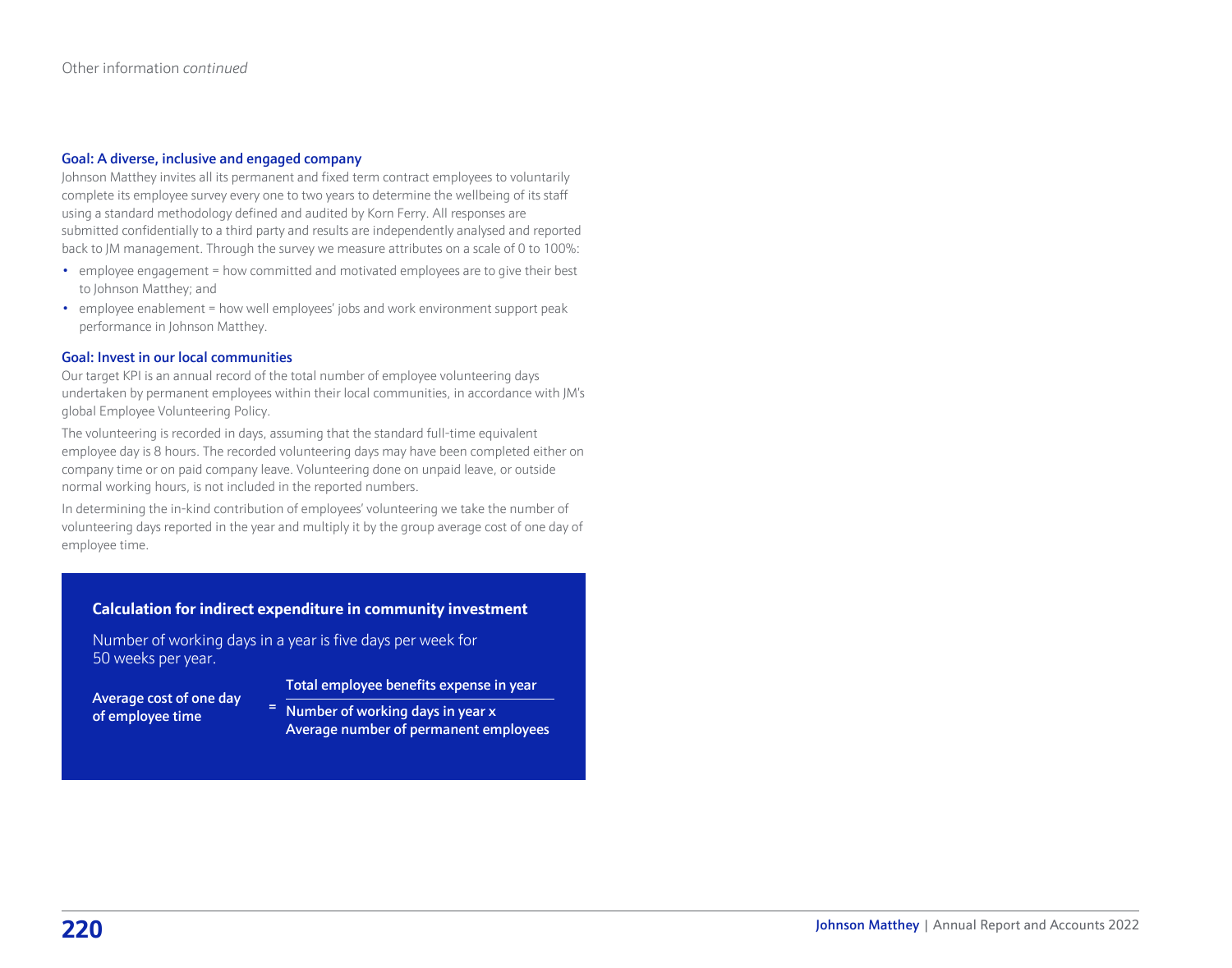### Goal: A diverse, inclusive and engaged company

Johnson Matthey invites all its permanent and fixed term contract employees to voluntarily complete its employee survey every one to two years to determine the wellbeing of its staff using a standard methodology defined and audited by Korn Ferry. All responses are submitted confidentially to a third party and results are independently analysed and reported back to JM management. Through the survey we measure attributes on a scale of 0 to 100%:

- employee engagement = how committed and motivated employees are to give their best to Johnson Matthey; and
- employee enablement = how well employees' jobs and work environment support peak performance in Johnson Matthey.

### Goal: Invest in our local communities

Our target KPI is an annual record of the total number of employee volunteering days undertaken by permanent employees within their local communities, in accordance with JM's global Employee Volunteering Policy.

The volunteering is recorded in days, assuming that the standard full-time equivalent employee day is 8 hours. The recorded volunteering days may have been completed either on company time or on paid company leave. Volunteering done on unpaid leave, or outside normal working hours, is not included in the reported numbers.

In determining the in-kind contribution of employees' volunteering we take the number of volunteering days reported in the year and multiply it by the group average cost of one day of employee time.

**Calculation for indirect expenditure in community investment**

Number of working days in a year is five days per week for 50 weeks per year.

$$\text{Average cost of one day of employee time} = \frac{\text{Total employee benefits expense in year}}{\text{Number of working days in year} \times \text{Average number of permanent employees}}$$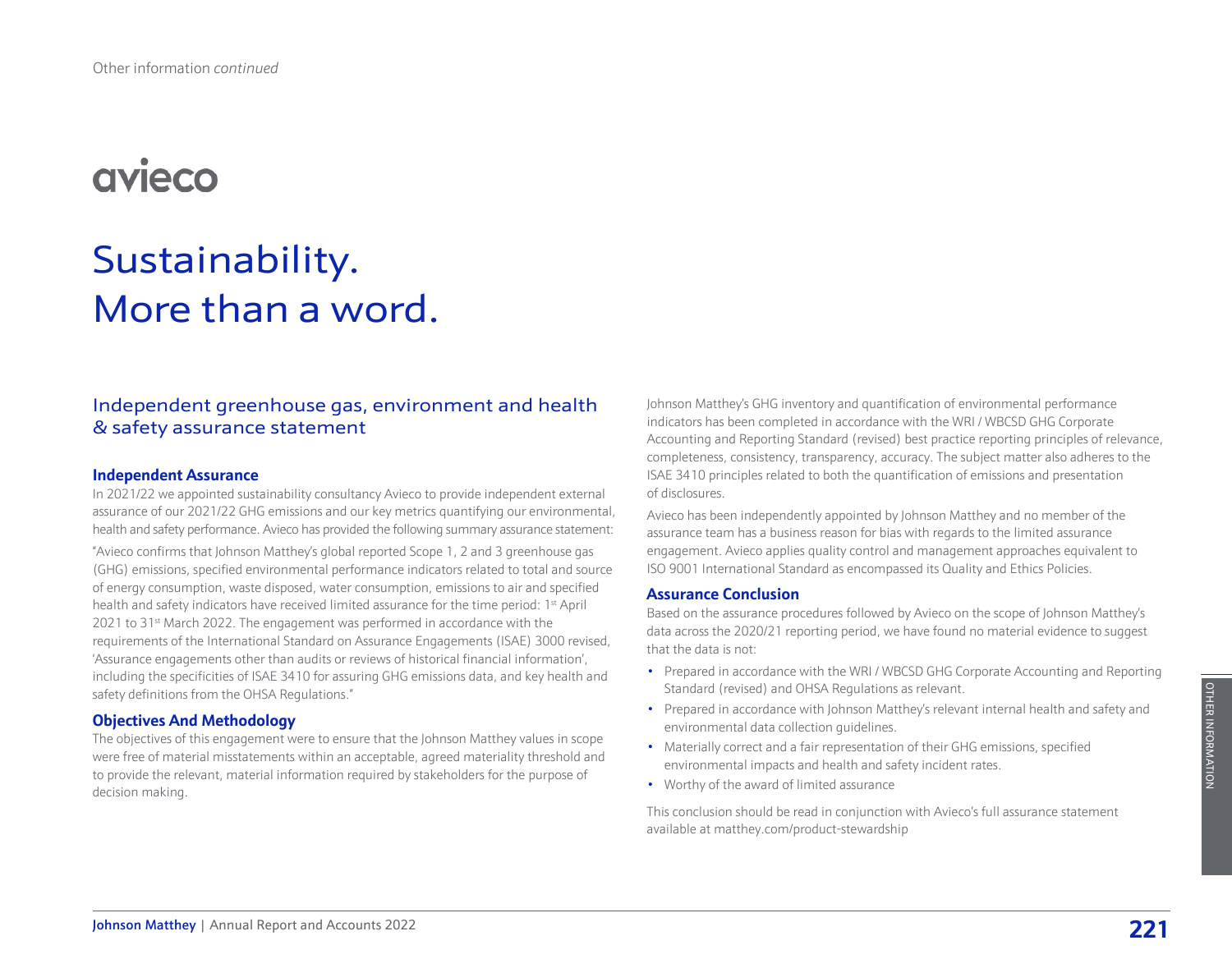avieco

# Sustainability. More than a word.

## Independent greenhouse gas, environment and health & safety assurance statement

### Independent Assurance

In 2021/22 we appointed sustainability consultancy Avieco to provide independent external assurance of our 2021/22 GHG emissions and our key metrics quantifying our environmental, health and safety performance. Avieco has provided the following summary assurance statement:

"Avieco confirms that Johnson Matthey's global reported Scope 1, 2 and 3 greenhouse gas (GHG) emissions, specified environmental performance indicators related to total and source of energy consumption, waste disposed, water consumption, emissions to air and specified health and safety indicators have received limited assurance for the time period: 1st April 2021 to 31st March 2022. The engagement was performed in accordance with the requirements of the International Standard on Assurance Engagements (ISAE) 3000 revised, 'Assurance engagements other than audits or reviews of historical financial information', including the specificities of ISAE 3410 for assuring GHG emissions data, and key health and safety definitions from the OHSA Regulations."

### Objectives And Methodology

The objectives of this engagement were to ensure that the Johnson Matthey values in scope were free of material misstatements within an acceptable, agreed materiality threshold and to provide the relevant, material information required by stakeholders for the purpose of decision making.

Johnson Matthey's GHG inventory and quantification of environmental performance indicators has been completed in accordance with the WRI / WBCSD GHG Corporate Accounting and Reporting Standard (revised) best practice reporting principles of relevance, completeness, consistency, transparency, accuracy. The subject matter also adheres to the ISAE 3410 principles related to both the quantification of emissions and presentation of disclosures.

Avieco has been independently appointed by Johnson Matthey and no member of the assurance team has a business reason for bias with regards to the limited assurance engagement. Avieco applies quality control and management approaches equivalent to ISO 9001 International Standard as encompassed its Quality and Ethics Policies.

### Assurance Conclusion

Based on the assurance procedures followed by Avieco on the scope of Johnson Matthey's data across the 2020/21 reporting period, we have found no material evidence to suggest that the data is not:

- Prepared in accordance with the WRI / WBCSD GHG Corporate Accounting and Reporting Standard (revised) and OHSA Regulations as relevant.
- Prepared in accordance with Johnson Matthey's relevant internal health and safety and environmental data collection guidelines.
- Materially correct and a fair representation of their GHG emissions, specified environmental impacts and health and safety incident rates.
- Worthy of the award of limited assurance

This conclusion should be read in conjunction with Avieco's full assurance statement available at matthey.com/product-stewardship